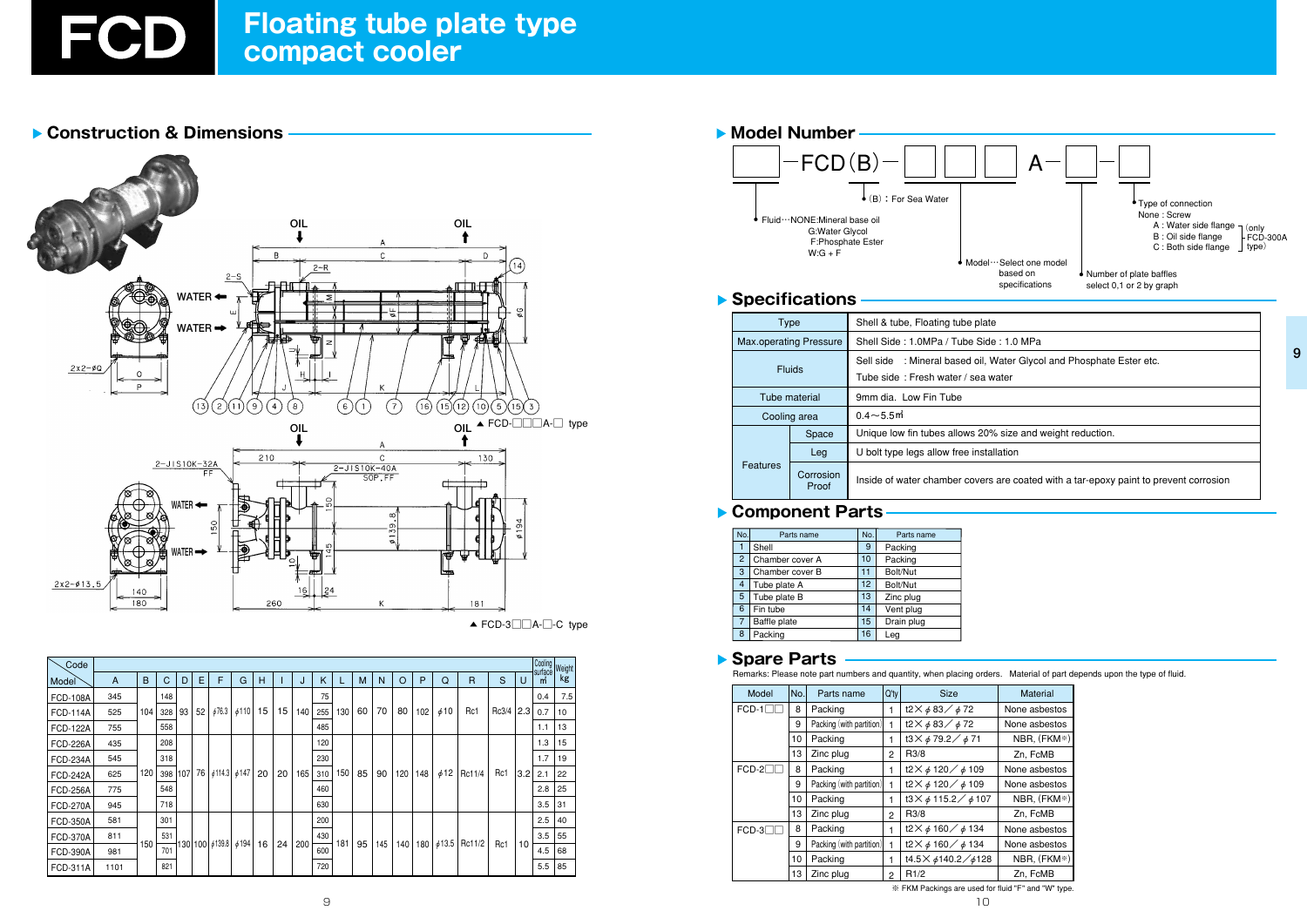# FCD Floating tube plate type compact cooler

## Construction & Dimensions

OIL OIL
WATER
WATER
2x2-φQ

▲ FCD-□□□A-□ type

OIL OIL
2-JIS10K-32A FF
2-JIS10K-40A SOP,FF
WATER
WATER
2x2-φ13.5

▲ FCD-3□□A-□-C type

| Code / Model | A | B | C | D | E | F | G | H | I | J | K | L | M | N | O | P | Q | R | S | U | Cooling surface ㎡ | Weight kg |
|---|---|---|---|---|---|---|---|---|---|---|---|---|---|---|---|---|---|---|---|---|---|---|
| FCD-108A | 345 | 104 | 148 | 93 | 52 | φ76.3 | φ110 | 15 | 15 | 140 | 75 | 130 | 60 | 70 | 80 | 102 | φ10 | Rc1 | Rc3/4 | 2.3 | 0.4 | 7.5 |
| FCD-114A | 525 | | 328 | | | | | | | | 255 | | | | | | | | | | 0.7 | 10 |
| FCD-122A | 755 | | 558 | | | | | | | | 485 | | | | | | | | | | 1.1 | 13 |
| FCD-226A | 435 | 120 | 208 | 107 | 76 | φ114.3 | φ147 | 20 | 20 | 165 | 120 | 150 | 85 | 90 | 120 | 148 | φ12 | Rc1 1/4 | Rc1 | 3.2 | 1.3 | 15 |
| FCD-234A | 545 | | 318 | | | | | | | | 230 | | | | | | | | | | 1.7 | 19 |
| FCD-242A | 625 | | 398 | | | | | | | | 310 | | | | | | | | | | 2.1 | 22 |
| FCD-256A | 775 | | 548 | | | | | | | | 460 | | | | | | | | | | 2.8 | 25 |
| FCD-270A | 945 | | 718 | | | | | | | | 630 | | | | | | | | | | 3.5 | 31 |
| FCD-350A | 581 | 150 | 301 | 130 | 100 | φ139.8 | φ194 | 16 | 24 | 200 | 200 | 181 | 95 | 145 | 140 | 180 | φ13.5 | Rc1 1/2 | Rc1 | 10 | 2.5 | 40 |
| FCD-370A | 811 | | 531 | | | | | | | | 430 | | | | | | | | | | 3.5 | 55 |
| FCD-390A | 981 | | 701 | | | | | | | | 600 | | | | | | | | | | 4.5 | 68 |
| FCD-311A | 1101 | | 821 | | | | | | | | 720 | | | | | | | | | | 5.5 | 85 |

## Model Number

□ −FCD(B)− □ □ □ A− □ − □

- (B) : For Sea Water
- Fluid···NONE:Mineral base oil, G:Water Glycol, F:Phosphate Ester, W:G + F
- Model···Select one model based on specifications
- Number of plate baffles select 0,1 or 2 by graph
- Type of connection: None : Screw; A : Water side flange; B : Oil side flange; C : Both side flange (only FCD-300A type)

## Specifications

| Type | | Shell & tube, Floating tube plate |
|---|---|---|
| Max.operating Pressure | | Shell Side : 1.0MPa / Tube Side : 1.0 MPa |
| Fluids | | Sell side : Mineral based oil, Water Glycol and Phosphate Ester etc.<br>Tube side : Fresh water / sea water |
| Tube material | | 9mm dia. Low Fin Tube |
| Cooling area | | 0.4～5.5㎡ |
| Features | Space | Unique low fin tubes allows 20% size and weight reduction. |
| | Leg | U bolt type legs allow free installation |
| | Corrosion Proof | Inside of water chamber covers are coated with a tar-epoxy paint to prevent corrosion |

## Component Parts

| No. | Parts name | No. | Parts name |
|---|---|---|---|
| 1 | Shell | 9 | Packing |
| 2 | Chamber cover A | 10 | Packing |
| 3 | Chamber cover B | 11 | Bolt/Nut |
| 4 | Tube plate A | 12 | Bolt/Nut |
| 5 | Tube plate B | 13 | Zinc plug |
| 6 | Fin tube | 14 | Vent plug |
| 7 | Baffle plate | 15 | Drain plug |
| 8 | Packing | 16 | Leg |

## Spare Parts

Remarks: Please note part numbers and quantity, when placing orders. Material of part depends upon the type of fluid.

| Model | No. | Parts name | Q'ty | Size | Material |
|---|---|---|---|---|---|
| FCD-1□□ | 8 | Packing | 1 | t2×φ83／φ72 | None asbestos |
| | 9 | Packing (with partition) | 1 | t2×φ83／φ72 | None asbestos |
| | 10 | Packing | 1 | t3×φ79.2／φ71 | NBR, (FKM※) |
| | 13 | Zinc plug | 2 | R3/8 | Zn, FcMB |
| FCD-2□□ | 8 | Packing | 1 | t2×φ120／φ109 | None asbestos |
| | 9 | Packing (with partition) | 1 | t2×φ120／φ109 | None asbestos |
| | 10 | Packing | 1 | t3×φ115.2／φ107 | NBR, (FKM※) |
| | 13 | Zinc plug | 2 | R3/8 | Zn, FcMB |
| FCD-3□□ | 8 | Packing | 1 | t2×φ160／φ134 | None asbestos |
| | 9 | Packing (with partition) | 1 | t2×φ160／φ134 | None asbestos |
| | 10 | Packing | 1 | t4.5×φ140.2／φ128 | NBR, (FKM※) |
| | 13 | Zinc plug | 2 | R1/2 | Zn, FcMB |

※ FKM Packings are used for fluid "F" and "W" type.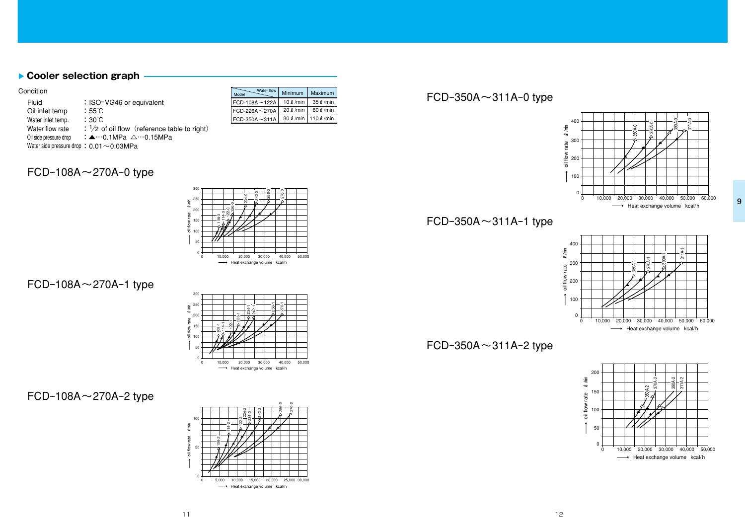## ▶ Cooler selection graph

Condition

- Fluid : ISO-VG46 or equivalent
- Oil inlet temp : 55℃
- Water inlet temp. : 30℃
- Water flow rate : 1/2 of oil flow (reference table to right)
- Oil side pressure drop : ▲…0.1MPa △…0.15MPa
- Water side pressure drop : 0.01～0.03MPa

| Model \ Water flow | Minimum | Maximum |
|---|---|---|
| FCD-108A～122A | 10 ℓ/min | 35 ℓ/min |
| FCD-226A～270A | 20 ℓ/min | 80 ℓ/min |
| FCD-350A～311A | 30 ℓ/min | 110 ℓ/min |

### FCD-108A～270A-0 type

oil flow rate ℓ/min
0 50 100 150 200 250 300
108-0 114-0 122-0 226-0 234-0 242-0 256-0 270-0
0 10,000 20,000 30,000 40,000 50,000
Heat exchange volume kcal/h

### FCD-108A～270A-1 type

oil flow rate ℓ/min
0 50 100 150 200 250 300
108-1 114-1 122-1 226-1 234-1 242-1 256-1 270-1
0 10,000 20,000 30,000 40,000 50,000
Heat exchange volume kcal/h

### FCD-108A～270A-2 type

oil flow rate ℓ/min
0 50 100
108-2 114-2 122-2 226-2 234-2 242-2 256-2 270-2
0 5,000 10,000 15,000 20,000 25,000 30,000
Heat exchange volume kcal/h

### FCD-350A～311A-0 type

oil flow rate ℓ/min
0 100 200 300 400
350A-0 370A-0 390A-0 311A-0
0 10,000 20,000 30,000 40,000 50,000 60,000
Heat exchange volume kcal/h

### FCD-350A～311A-1 type

oil flow rate ℓ/min
0 100 200 300 400
350A-1 370A-1 390A-1 311A-1
0 10,000 20,000 30,000 40,000 50,000 60,000
Heat exchange volume kcal/h

### FCD-350A～311A-2 type

oil flow rate ℓ/min
0 50 100 150 200
350A-2 370A-2 390A-2 311A-2
0 10,000 20,000 30,000 40,000 50,000
Heat exchange volume kcal/h